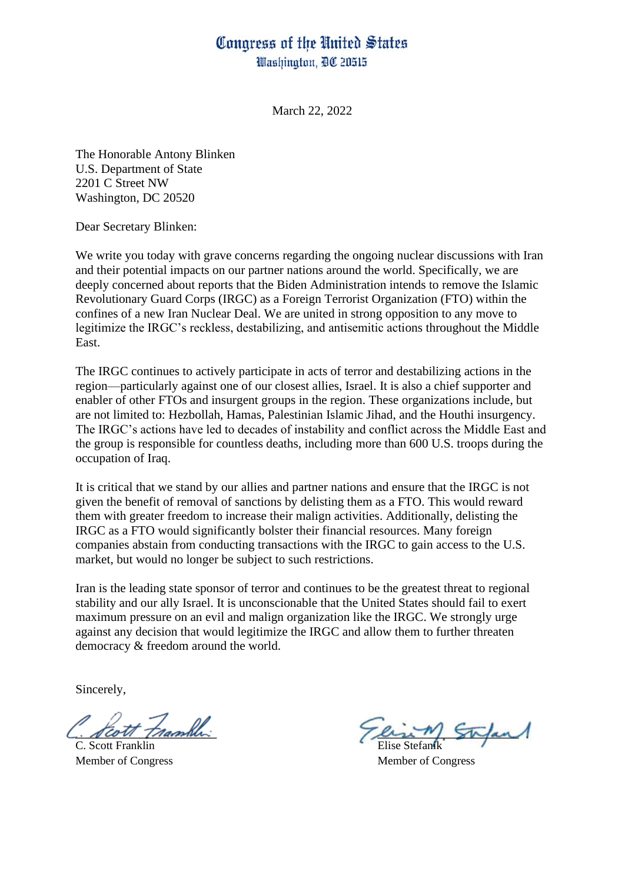# Congress of the United States
## Washington, DC 20515

March 22, 2022

The Honorable Antony Blinken
U.S. Department of State
2201 C Street NW
Washington, DC 20520

Dear Secretary Blinken:

We write you today with grave concerns regarding the ongoing nuclear discussions with Iran and their potential impacts on our partner nations around the world. Specifically, we are deeply concerned about reports that the Biden Administration intends to remove the Islamic Revolutionary Guard Corps (IRGC) as a Foreign Terrorist Organization (FTO) within the confines of a new Iran Nuclear Deal. We are united in strong opposition to any move to legitimize the IRGC's reckless, destabilizing, and antisemitic actions throughout the Middle East.

The IRGC continues to actively participate in acts of terror and destabilizing actions in the region—particularly against one of our closest allies, Israel. It is also a chief supporter and enabler of other FTOs and insurgent groups in the region. These organizations include, but are not limited to: Hezbollah, Hamas, Palestinian Islamic Jihad, and the Houthi insurgency. The IRGC's actions have led to decades of instability and conflict across the Middle East and the group is responsible for countless deaths, including more than 600 U.S. troops during the occupation of Iraq.

It is critical that we stand by our allies and partner nations and ensure that the IRGC is not given the benefit of removal of sanctions by delisting them as a FTO. This would reward them with greater freedom to increase their malign activities. Additionally, delisting the IRGC as a FTO would significantly bolster their financial resources. Many foreign companies abstain from conducting transactions with the IRGC to gain access to the U.S. market, but would no longer be subject to such restrictions.

Iran is the leading state sponsor of terror and continues to be the greatest threat to regional stability and our ally Israel. It is unconscionable that the United States should fail to exert maximum pressure on an evil and malign organization like the IRGC. We strongly urge against any decision that would legitimize the IRGC and allow them to further threaten democracy & freedom around the world.

Sincerely,

C. Scott Franklin
Member of Congress

Elise Stefanik
Member of Congress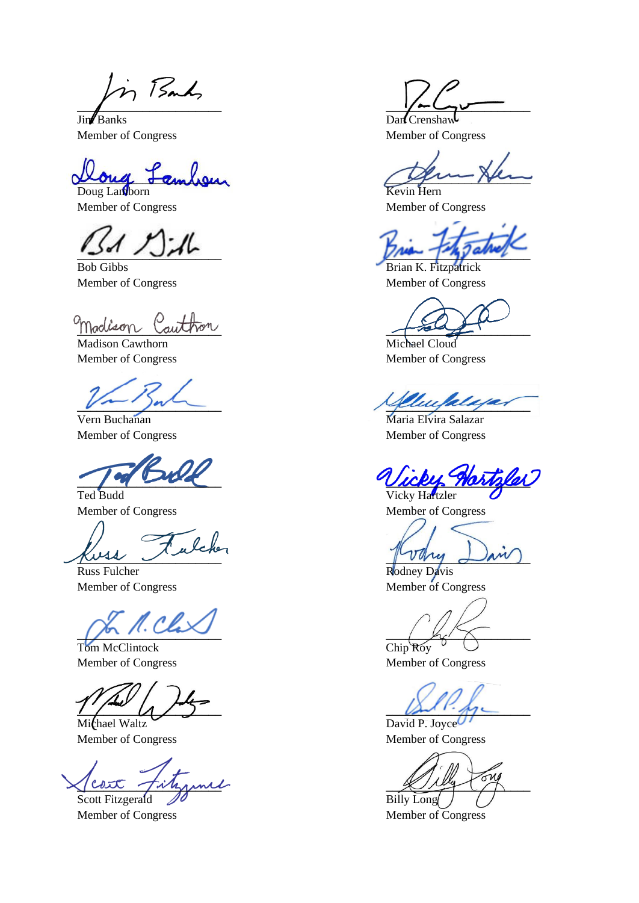Jim Banks
Member of Congress

Dan Crenshaw
Member of Congress

Doug Lamborn
Member of Congress

Kevin Hern
Member of Congress

Bob Gibbs
Member of Congress

Brian K. Fitzpatrick
Member of Congress

Madison Cawthorn
Member of Congress

Michael Cloud
Member of Congress

Vern Buchanan
Member of Congress

Maria Elvira Salazar
Member of Congress

Ted Budd
Member of Congress

Vicky Hartzler
Member of Congress

Russ Fulcher
Member of Congress

Rodney Davis
Member of Congress

Tom McClintock
Member of Congress

Chip Roy
Member of Congress

Michael Waltz
Member of Congress

David P. Joyce
Member of Congress

Scott Fitzgerald
Member of Congress

Billy Long
Member of Congress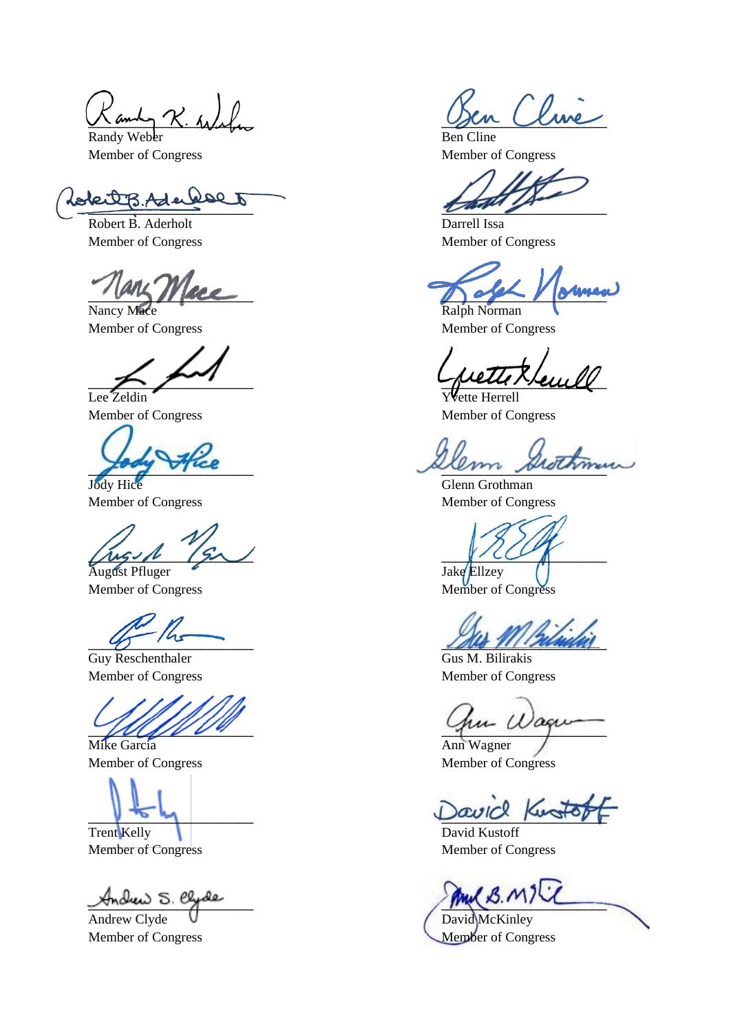Randy Weber
Member of Congress

Ben Cline
Member of Congress

Robert B. Aderholt
Member of Congress

Darrell Issa
Member of Congress

Nancy Mace
Member of Congress

Ralph Norman
Member of Congress

Lee Zeldin
Member of Congress

Yvette Herrell
Member of Congress

Jody Hice
Member of Congress

Glenn Grothman
Member of Congress

August Pfluger
Member of Congress

Jake Ellzey
Member of Congress

Guy Reschenthaler
Member of Congress

Gus M. Bilirakis
Member of Congress

Mike Garcia
Member of Congress

Ann Wagner
Member of Congress

Trent Kelly
Member of Congress

David Kustoff
Member of Congress

Andrew Clyde
Member of Congress

David McKinley
Member of Congress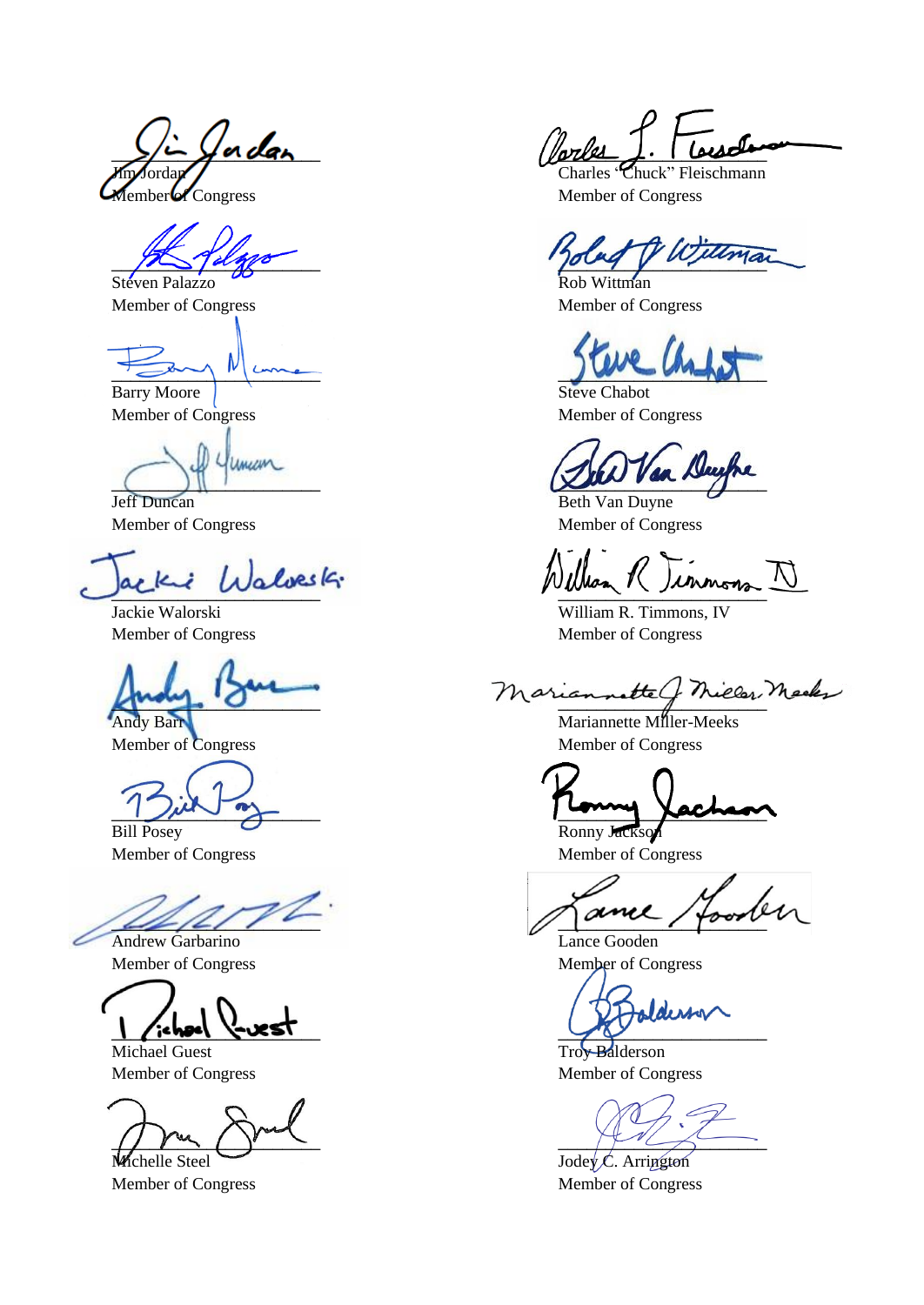Jim Jordan
Member of Congress

Charles "Chuck" Fleischmann
Member of Congress

Steven Palazzo
Member of Congress

Rob Wittman
Member of Congress

Barry Moore
Member of Congress

Steve Chabot
Member of Congress

Jeff Duncan
Member of Congress

Beth Van Duyne
Member of Congress

Jackie Walorski
Member of Congress

William R. Timmons, IV
Member of Congress

Andy Barr
Member of Congress

Mariannette Miller-Meeks
Member of Congress

Bill Posey
Member of Congress

Ronny Jackson
Member of Congress

Andrew Garbarino
Member of Congress

Lance Gooden
Member of Congress

Michael Guest
Member of Congress

Troy Balderson
Member of Congress

Michelle Steel
Member of Congress

Jodey C. Arrington
Member of Congress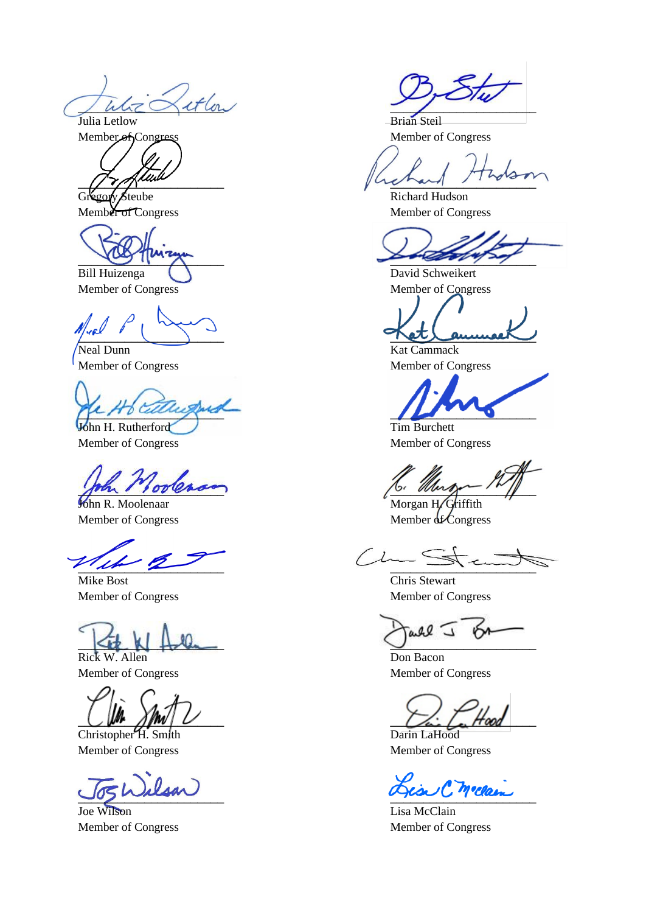Julia Letlow
Member of Congress

Gregory Steube
Member of Congress

Bill Huizenga
Member of Congress

Neal Dunn
Member of Congress

John H. Rutherford
Member of Congress

John R. Moolenaar
Member of Congress

Mike Bost
Member of Congress

Rick W. Allen
Member of Congress

Christopher H. Smith
Member of Congress

Joe Wilson
Member of Congress

Brian Steil
Member of Congress

Richard Hudson
Member of Congress

David Schweikert
Member of Congress

Kat Cammack
Member of Congress

Tim Burchett
Member of Congress

Morgan H. Griffith
Member of Congress

Chris Stewart
Member of Congress

Don Bacon
Member of Congress

Darin LaHood
Member of Congress

Lisa McClain
Member of Congress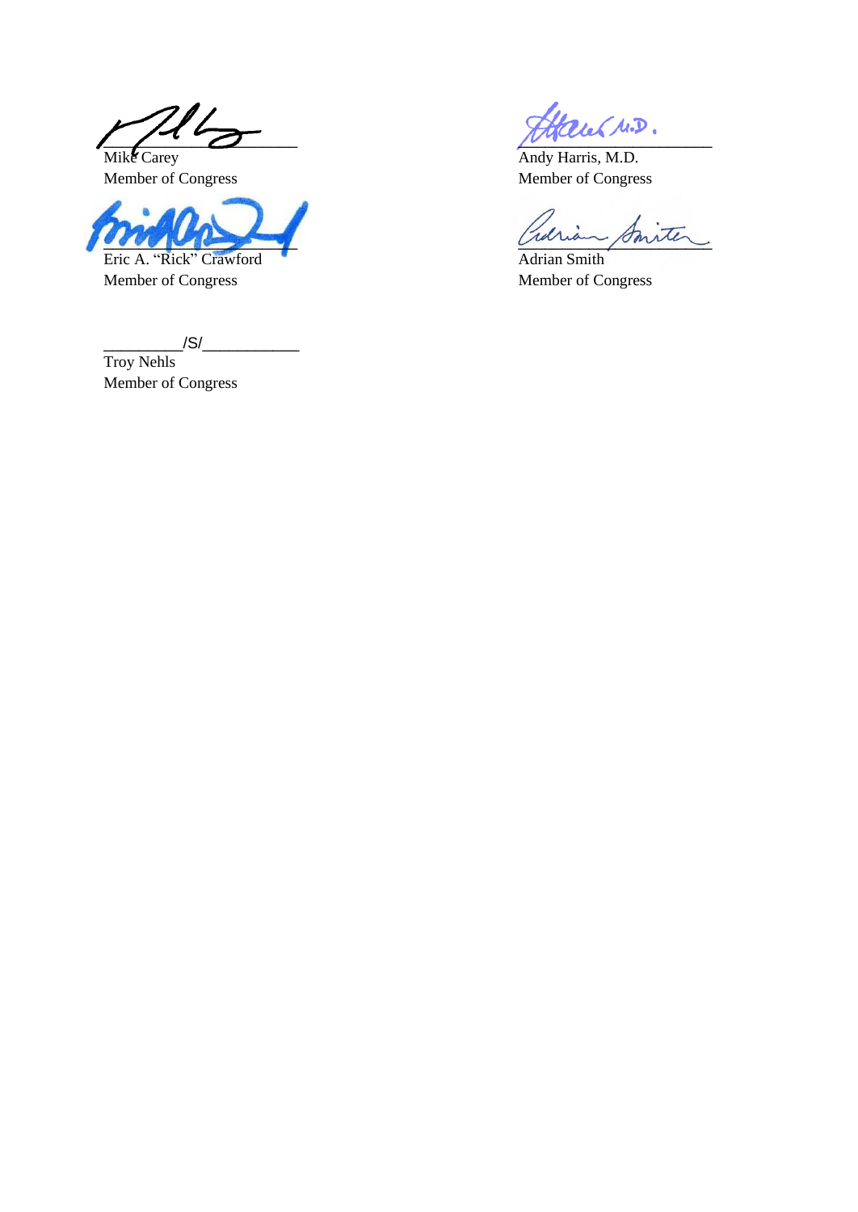\_\_\_\_\_\_\_\_\_\_\_\_\_\_\_\_\_\_\_\_\_\_\_\_
Mike Carey
Member of Congress

\_\_\_\_\_\_\_\_\_\_\_\_\_\_\_\_\_\_\_\_\_\_\_\_
Andy Harris, M.D.
Member of Congress

\_\_\_\_\_\_\_\_\_\_\_\_\_\_\_\_\_\_\_\_\_\_\_\_
Eric A. "Rick" Crawford
Member of Congress

\_\_\_\_\_\_\_\_\_\_\_\_\_\_\_\_\_\_\_\_\_\_\_\_
Adrian Smith
Member of Congress

\_\_\_\_\_\_\_\_\_\_/S/\_\_\_\_\_\_\_\_\_\_\_\_
Troy Nehls
Member of Congress